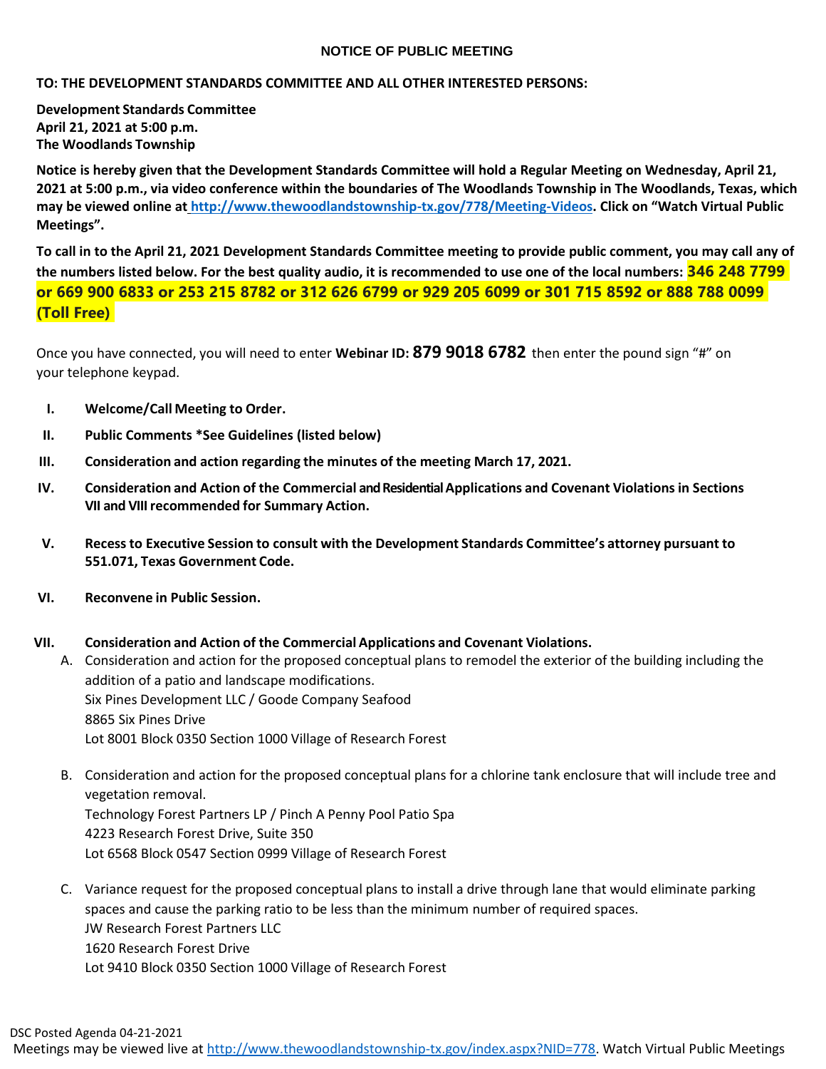# NOTICE OF PUBLIC MEETING

**TO: THE DEVELOPMENT STANDARDS COMMITTEE AND ALL OTHER INTERESTED PERSONS:**

**Development Standards Committee**
**April 21, 2021 at 5:00 p.m.**
**The Woodlands Township**

**Notice is hereby given that the Development Standards Committee will hold a Regular Meeting on Wednesday, April 21, 2021 at 5:00 p.m., via video conference within the boundaries of The Woodlands Township in The Woodlands, Texas, which may be viewed online at http://www.thewoodlandstownship-tx.gov/778/Meeting-Videos. Click on "Watch Virtual Public Meetings".**

**To call in to the April 21, 2021 Development Standards Committee meeting to provide public comment, you may call any of the numbers listed below. For the best quality audio, it is recommended to use one of the local numbers: 346 248 7799 or 669 900 6833 or 253 215 8782 or 312 626 6799 or 929 205 6099 or 301 715 8592 or 888 788 0099 (Toll Free)**

Once you have connected, you will need to enter **Webinar ID: 879 9018 6782** then enter the pound sign "#" on your telephone keypad.

I. **Welcome/Call Meeting to Order.**

II. **Public Comments *See Guidelines (listed below)**

III. **Consideration and action regarding the minutes of the meeting March 17, 2021.**

IV. **Consideration and Action of the Commercial and Residential Applications and Covenant Violations in Sections VII and VIII recommended for Summary Action.**

V. **Recess to Executive Session to consult with the Development Standards Committee's attorney pursuant to 551.071, Texas Government Code.**

VI. **Reconvene in Public Session.**

VII. **Consideration and Action of the Commercial Applications and Covenant Violations.**

A. Consideration and action for the proposed conceptual plans to remodel the exterior of the building including the addition of a patio and landscape modifications.
Six Pines Development LLC / Goode Company Seafood
8865 Six Pines Drive
Lot 8001 Block 0350 Section 1000 Village of Research Forest

B. Consideration and action for the proposed conceptual plans for a chlorine tank enclosure that will include tree and vegetation removal.
Technology Forest Partners LP / Pinch A Penny Pool Patio Spa
4223 Research Forest Drive, Suite 350
Lot 6568 Block 0547 Section 0999 Village of Research Forest

C. Variance request for the proposed conceptual plans to install a drive through lane that would eliminate parking spaces and cause the parking ratio to be less than the minimum number of required spaces.
JW Research Forest Partners LLC
1620 Research Forest Drive
Lot 9410 Block 0350 Section 1000 Village of Research Forest

DSC Posted Agenda 04-21-2021
Meetings may be viewed live at http://www.thewoodlandstownship-tx.gov/index.aspx?NID=778. Watch Virtual Public Meetings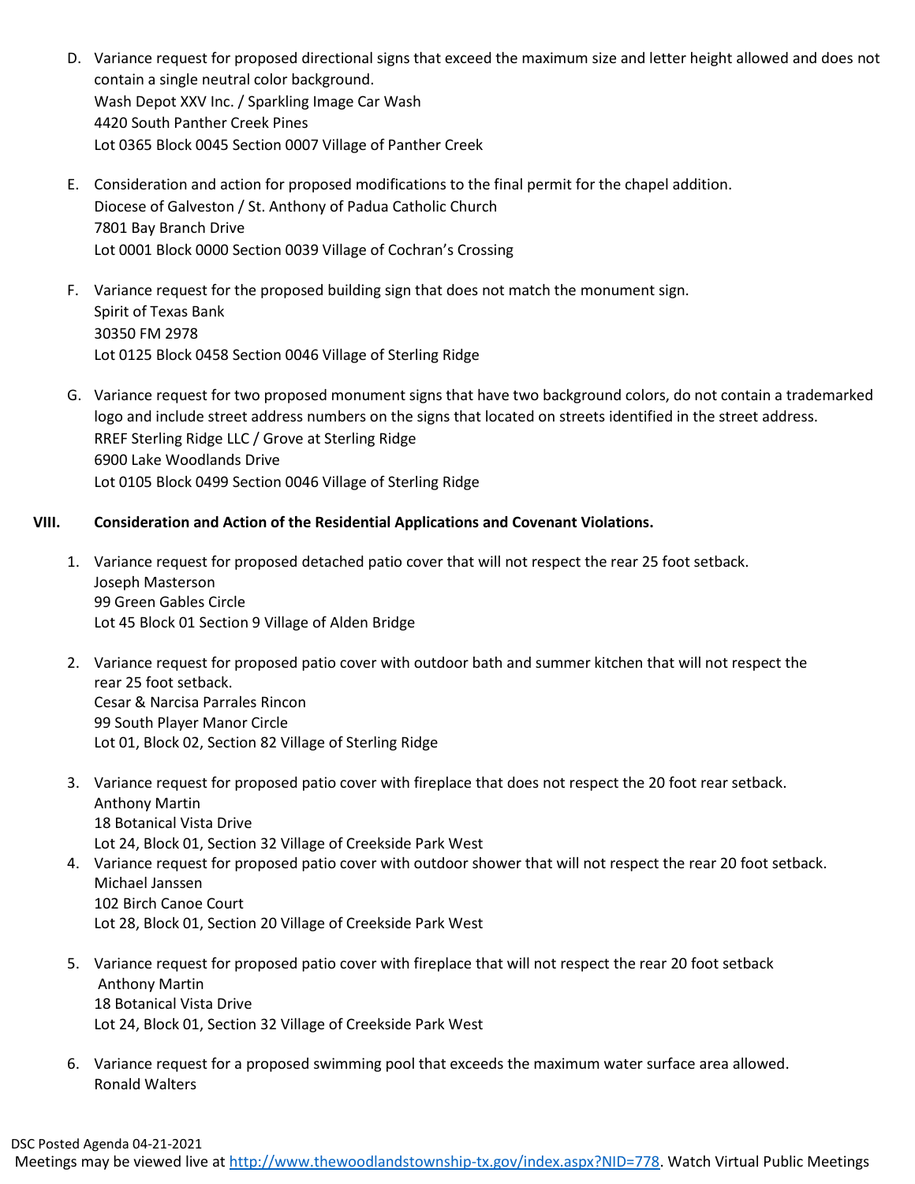D. Variance request for proposed directional signs that exceed the maximum size and letter height allowed and does not contain a single neutral color background.
   Wash Depot XXV Inc. / Sparkling Image Car Wash
   4420 South Panther Creek Pines
   Lot 0365 Block 0045 Section 0007 Village of Panther Creek

E. Consideration and action for proposed modifications to the final permit for the chapel addition.
   Diocese of Galveston / St. Anthony of Padua Catholic Church
   7801 Bay Branch Drive
   Lot 0001 Block 0000 Section 0039 Village of Cochran's Crossing

F. Variance request for the proposed building sign that does not match the monument sign.
   Spirit of Texas Bank
   30350 FM 2978
   Lot 0125 Block 0458 Section 0046 Village of Sterling Ridge

G. Variance request for two proposed monument signs that have two background colors, do not contain a trademarked logo and include street address numbers on the signs that located on streets identified in the street address.
   RREF Sterling Ridge LLC / Grove at Sterling Ridge
   6900 Lake Woodlands Drive
   Lot 0105 Block 0499 Section 0046 Village of Sterling Ridge

## VIII. Consideration and Action of the Residential Applications and Covenant Violations.

1. Variance request for proposed detached patio cover that will not respect the rear 25 foot setback.
   Joseph Masterson
   99 Green Gables Circle
   Lot 45 Block 01 Section 9 Village of Alden Bridge

2. Variance request for proposed patio cover with outdoor bath and summer kitchen that will not respect the rear 25 foot setback.
   Cesar & Narcisa Parrales Rincon
   99 South Player Manor Circle
   Lot 01, Block 02, Section 82 Village of Sterling Ridge

3. Variance request for proposed patio cover with fireplace that does not respect the 20 foot rear setback.
   Anthony Martin
   18 Botanical Vista Drive
   Lot 24, Block 01, Section 32 Village of Creekside Park West

4. Variance request for proposed patio cover with outdoor shower that will not respect the rear 20 foot setback.
   Michael Janssen
   102 Birch Canoe Court
   Lot 28, Block 01, Section 20 Village of Creekside Park West

5. Variance request for proposed patio cover with fireplace that will not respect the rear 20 foot setback
   Anthony Martin
   18 Botanical Vista Drive
   Lot 24, Block 01, Section 32 Village of Creekside Park West

6. Variance request for a proposed swimming pool that exceeds the maximum water surface area allowed.
   Ronald Walters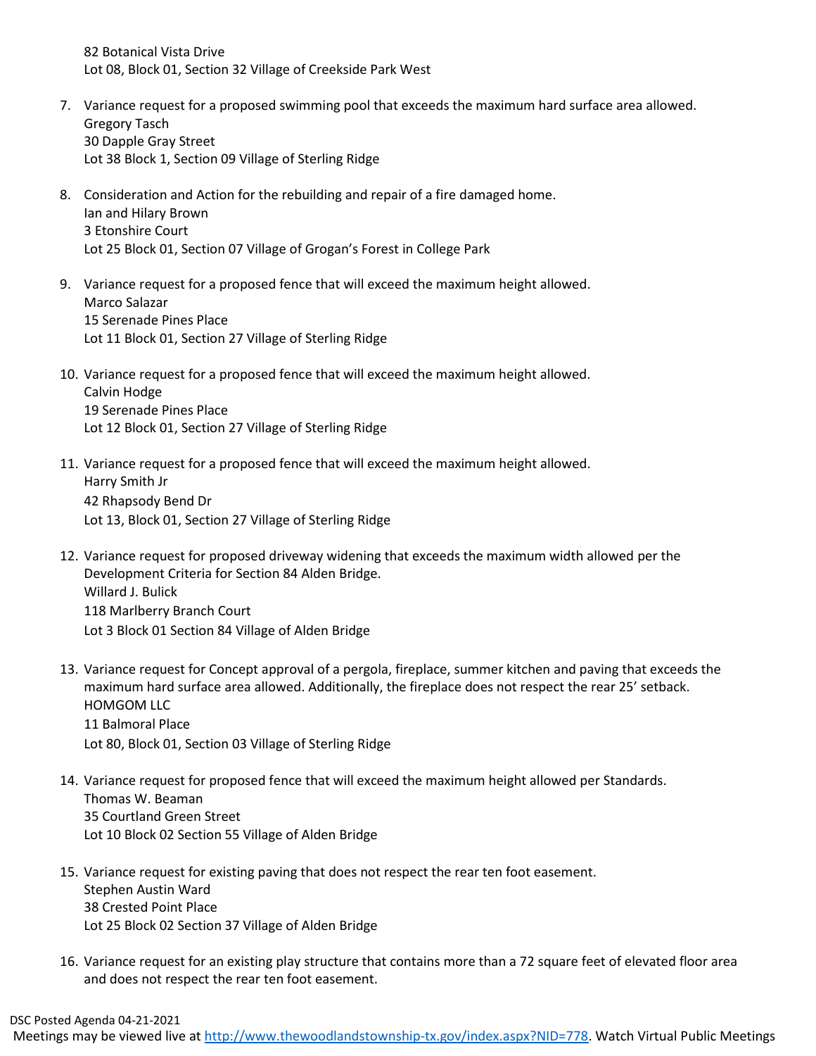82 Botanical Vista Drive
Lot 08, Block 01, Section 32 Village of Creekside Park West

7. Variance request for a proposed swimming pool that exceeds the maximum hard surface area allowed.
   Gregory Tasch
   30 Dapple Gray Street
   Lot 38 Block 1, Section 09 Village of Sterling Ridge

8. Consideration and Action for the rebuilding and repair of a fire damaged home.
   Ian and Hilary Brown
   3 Etonshire Court
   Lot 25 Block 01, Section 07 Village of Grogan's Forest in College Park

9. Variance request for a proposed fence that will exceed the maximum height allowed.
   Marco Salazar
   15 Serenade Pines Place
   Lot 11 Block 01, Section 27 Village of Sterling Ridge

10. Variance request for a proposed fence that will exceed the maximum height allowed.
    Calvin Hodge
    19 Serenade Pines Place
    Lot 12 Block 01, Section 27 Village of Sterling Ridge

11. Variance request for a proposed fence that will exceed the maximum height allowed.
    Harry Smith Jr
    42 Rhapsody Bend Dr
    Lot 13, Block 01, Section 27 Village of Sterling Ridge

12. Variance request for proposed driveway widening that exceeds the maximum width allowed per the Development Criteria for Section 84 Alden Bridge.
    Willard J. Bulick
    118 Marlberry Branch Court
    Lot 3 Block 01 Section 84 Village of Alden Bridge

13. Variance request for Concept approval of a pergola, fireplace, summer kitchen and paving that exceeds the maximum hard surface area allowed. Additionally, the fireplace does not respect the rear 25' setback.
    HOMGOM LLC
    11 Balmoral Place
    Lot 80, Block 01, Section 03 Village of Sterling Ridge

14. Variance request for proposed fence that will exceed the maximum height allowed per Standards.
    Thomas W. Beaman
    35 Courtland Green Street
    Lot 10 Block 02 Section 55 Village of Alden Bridge

15. Variance request for existing paving that does not respect the rear ten foot easement.
    Stephen Austin Ward
    38 Crested Point Place
    Lot 25 Block 02 Section 37 Village of Alden Bridge

16. Variance request for an existing play structure that contains more than a 72 square feet of elevated floor area and does not respect the rear ten foot easement.

DSC Posted Agenda 04-21-2021
Meetings may be viewed live at http://www.thewoodlandstownship-tx.gov/index.aspx?NID=778. Watch Virtual Public Meetings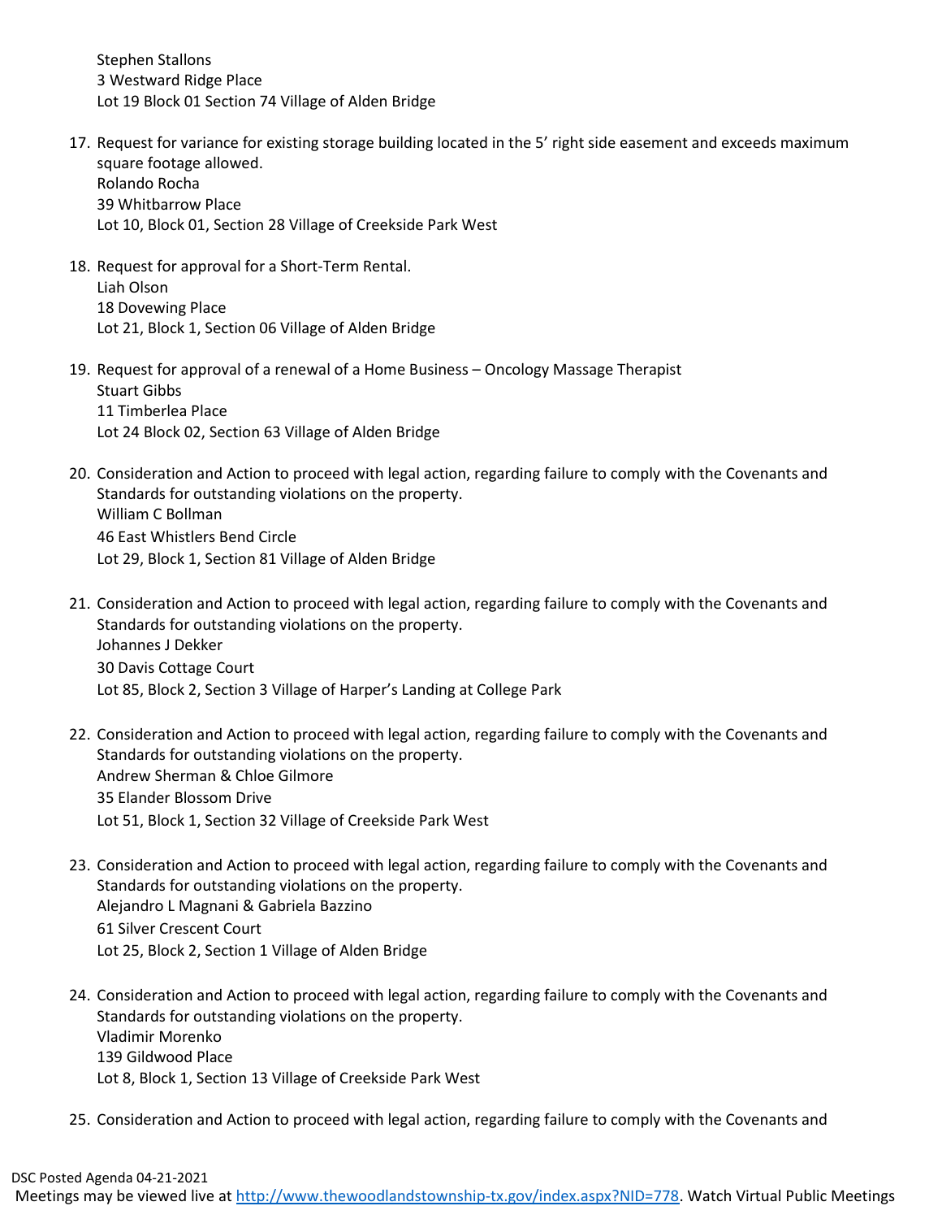Stephen Stallons
3 Westward Ridge Place
Lot 19 Block 01 Section 74 Village of Alden Bridge

17. Request for variance for existing storage building located in the 5' right side easement and exceeds maximum square footage allowed.
    Rolando Rocha
    39 Whitbarrow Place
    Lot 10, Block 01, Section 28 Village of Creekside Park West

18. Request for approval for a Short-Term Rental.
    Liah Olson
    18 Dovewing Place
    Lot 21, Block 1, Section 06 Village of Alden Bridge

19. Request for approval of a renewal of a Home Business – Oncology Massage Therapist
    Stuart Gibbs
    11 Timberlea Place
    Lot 24 Block 02, Section 63 Village of Alden Bridge

20. Consideration and Action to proceed with legal action, regarding failure to comply with the Covenants and Standards for outstanding violations on the property.
    William C Bollman
    46 East Whistlers Bend Circle
    Lot 29, Block 1, Section 81 Village of Alden Bridge

21. Consideration and Action to proceed with legal action, regarding failure to comply with the Covenants and Standards for outstanding violations on the property.
    Johannes J Dekker
    30 Davis Cottage Court
    Lot 85, Block 2, Section 3 Village of Harper's Landing at College Park

22. Consideration and Action to proceed with legal action, regarding failure to comply with the Covenants and Standards for outstanding violations on the property.
    Andrew Sherman & Chloe Gilmore
    35 Elander Blossom Drive
    Lot 51, Block 1, Section 32 Village of Creekside Park West

23. Consideration and Action to proceed with legal action, regarding failure to comply with the Covenants and Standards for outstanding violations on the property.
    Alejandro L Magnani & Gabriela Bazzino
    61 Silver Crescent Court
    Lot 25, Block 2, Section 1 Village of Alden Bridge

24. Consideration and Action to proceed with legal action, regarding failure to comply with the Covenants and Standards for outstanding violations on the property.
    Vladimir Morenko
    139 Gildwood Place
    Lot 8, Block 1, Section 13 Village of Creekside Park West

25. Consideration and Action to proceed with legal action, regarding failure to comply with the Covenants and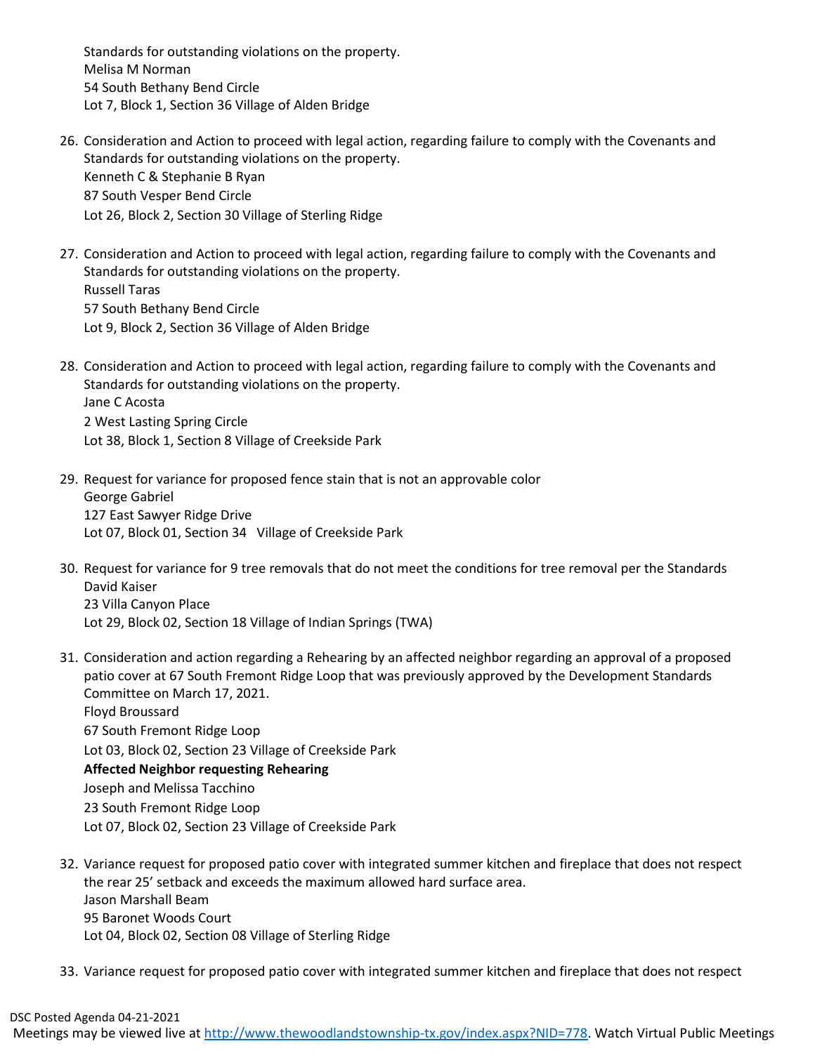Standards for outstanding violations on the property.
Melisa M Norman
54 South Bethany Bend Circle
Lot 7, Block 1, Section 36 Village of Alden Bridge

26. Consideration and Action to proceed with legal action, regarding failure to comply with the Covenants and Standards for outstanding violations on the property.
    Kenneth C & Stephanie B Ryan
    87 South Vesper Bend Circle
    Lot 26, Block 2, Section 30 Village of Sterling Ridge

27. Consideration and Action to proceed with legal action, regarding failure to comply with the Covenants and Standards for outstanding violations on the property.
    Russell Taras
    57 South Bethany Bend Circle
    Lot 9, Block 2, Section 36 Village of Alden Bridge

28. Consideration and Action to proceed with legal action, regarding failure to comply with the Covenants and Standards for outstanding violations on the property.
    Jane C Acosta
    2 West Lasting Spring Circle
    Lot 38, Block 1, Section 8 Village of Creekside Park

29. Request for variance for proposed fence stain that is not an approvable color
    George Gabriel
    127 East Sawyer Ridge Drive
    Lot 07, Block 01, Section 34 Village of Creekside Park

30. Request for variance for 9 tree removals that do not meet the conditions for tree removal per the Standards
    David Kaiser
    23 Villa Canyon Place
    Lot 29, Block 02, Section 18 Village of Indian Springs (TWA)

31. Consideration and action regarding a Rehearing by an affected neighbor regarding an approval of a proposed patio cover at 67 South Fremont Ridge Loop that was previously approved by the Development Standards Committee on March 17, 2021.
    Floyd Broussard
    67 South Fremont Ridge Loop
    Lot 03, Block 02, Section 23 Village of Creekside Park
    **Affected Neighbor requesting Rehearing**
    Joseph and Melissa Tacchino
    23 South Fremont Ridge Loop
    Lot 07, Block 02, Section 23 Village of Creekside Park

32. Variance request for proposed patio cover with integrated summer kitchen and fireplace that does not respect the rear 25' setback and exceeds the maximum allowed hard surface area.
    Jason Marshall Beam
    95 Baronet Woods Court
    Lot 04, Block 02, Section 08 Village of Sterling Ridge

33. Variance request for proposed patio cover with integrated summer kitchen and fireplace that does not respect

DSC Posted Agenda 04-21-2021
Meetings may be viewed live at http://www.thewoodlandstownship-tx.gov/index.aspx?NID=778. Watch Virtual Public Meetings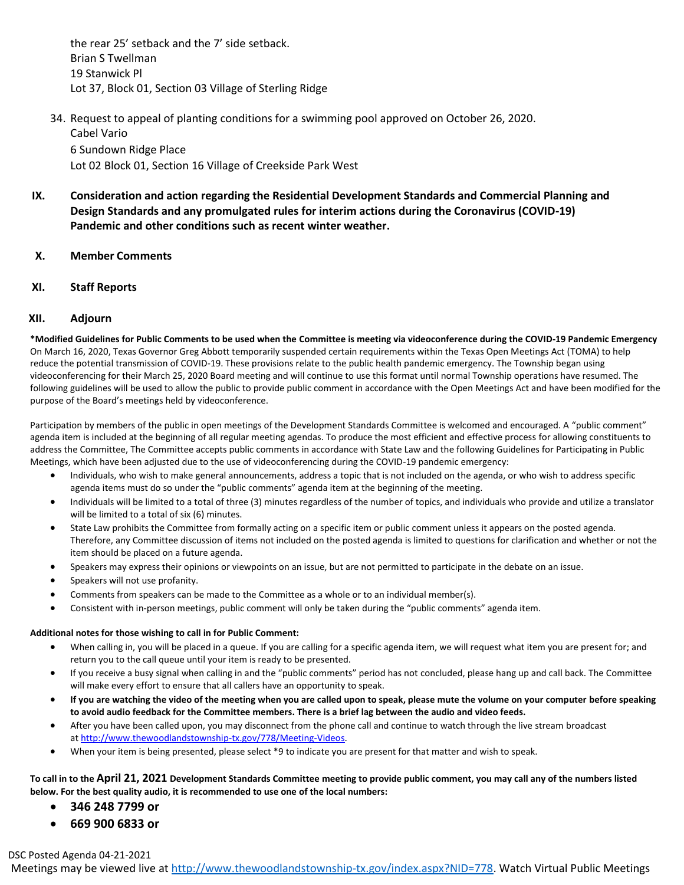the rear 25' setback and the 7' side setback.
Brian S Twellman
19 Stanwick Pl
Lot 37, Block 01, Section 03 Village of Sterling Ridge

34. Request to appeal of planting conditions for a swimming pool approved on October 26, 2020.
    Cabel Vario
    6 Sundown Ridge Place
    Lot 02 Block 01, Section 16 Village of Creekside Park West

**IX. Consideration and action regarding the Residential Development Standards and Commercial Planning and Design Standards and any promulgated rules for interim actions during the Coronavirus (COVID-19) Pandemic and other conditions such as recent winter weather.**

**X. Member Comments**

**XI. Staff Reports**

**XII. Adjourn**

**\*Modified Guidelines for Public Comments to be used when the Committee is meeting via videoconference during the COVID-19 Pandemic Emergency**
On March 16, 2020, Texas Governor Greg Abbott temporarily suspended certain requirements within the Texas Open Meetings Act (TOMA) to help reduce the potential transmission of COVID-19. These provisions relate to the public health pandemic emergency. The Township began using videoconferencing for their March 25, 2020 Board meeting and will continue to use this format until normal Township operations have resumed. The following guidelines will be used to allow the public to provide public comment in accordance with the Open Meetings Act and have been modified for the purpose of the Board's meetings held by videoconference.

Participation by members of the public in open meetings of the Development Standards Committee is welcomed and encouraged. A "public comment" agenda item is included at the beginning of all regular meeting agendas. To produce the most efficient and effective process for allowing constituents to address the Committee, The Committee accepts public comments in accordance with State Law and the following Guidelines for Participating in Public Meetings, which have been adjusted due to the use of videoconferencing during the COVID-19 pandemic emergency:

- Individuals, who wish to make general announcements, address a topic that is not included on the agenda, or who wish to address specific agenda items must do so under the "public comments" agenda item at the beginning of the meeting.
- Individuals will be limited to a total of three (3) minutes regardless of the number of topics, and individuals who provide and utilize a translator will be limited to a total of six (6) minutes.
- State Law prohibits the Committee from formally acting on a specific item or public comment unless it appears on the posted agenda. Therefore, any Committee discussion of items not included on the posted agenda is limited to questions for clarification and whether or not the item should be placed on a future agenda.
- Speakers may express their opinions or viewpoints on an issue, but are not permitted to participate in the debate on an issue.
- Speakers will not use profanity.
- Comments from speakers can be made to the Committee as a whole or to an individual member(s).
- Consistent with in-person meetings, public comment will only be taken during the "public comments" agenda item.

**Additional notes for those wishing to call in for Public Comment:**

- When calling in, you will be placed in a queue. If you are calling for a specific agenda item, we will request what item you are present for; and return you to the call queue until your item is ready to be presented.
- If you receive a busy signal when calling in and the "public comments" period has not concluded, please hang up and call back. The Committee will make every effort to ensure that all callers have an opportunity to speak.
- **If you are watching the video of the meeting when you are called upon to speak, please mute the volume on your computer before speaking to avoid audio feedback for the Committee members. There is a brief lag between the audio and video feeds.**
- After you have been called upon, you may disconnect from the phone call and continue to watch through the live stream broadcast at http://www.thewoodlandstownship-tx.gov/778/Meeting-Videos.
- When your item is being presented, please select *9 to indicate you are present for that matter and wish to speak.

**To call in to the April 21, 2021 Development Standards Committee meeting to provide public comment, you may call any of the numbers listed below. For the best quality audio, it is recommended to use one of the local numbers:**

- **346 248 7799 or**
- **669 900 6833 or**

DSC Posted Agenda 04-21-2021
Meetings may be viewed live at http://www.thewoodlandstownship-tx.gov/index.aspx?NID=778. Watch Virtual Public Meetings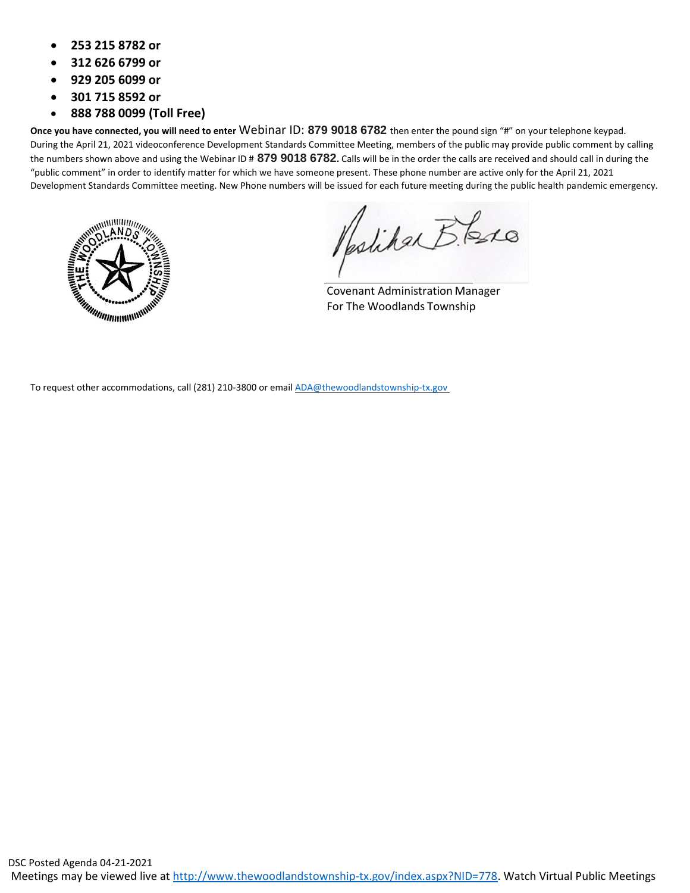- **253 215 8782 or**
- **312 626 6799 or**
- **929 205 6099 or**
- **301 715 8592 or**
- **888 788 0099 (Toll Free)**

**Once you have connected, you will need to enter** Webinar ID: **879 9018 6782** then enter the pound sign "#" on your telephone keypad. During the April 21, 2021 videoconference Development Standards Committee Meeting, members of the public may provide public comment by calling the numbers shown above and using the Webinar ID # **879 9018 6782.** Calls will be in the order the calls are received and should call in during the "public comment" in order to identify matter for which we have someone present. These phone number are active only for the April 21, 2021 Development Standards Committee meeting. New Phone numbers will be issued for each future meeting during the public health pandemic emergency.

Covenant Administration Manager
For The Woodlands Township

To request other accommodations, call (281) 210-3800 or email ADA@thewoodlandstownship-tx.gov

DSC Posted Agenda 04-21-2021
Meetings may be viewed live at http://www.thewoodlandstownship-tx.gov/index.aspx?NID=778. Watch Virtual Public Meetings